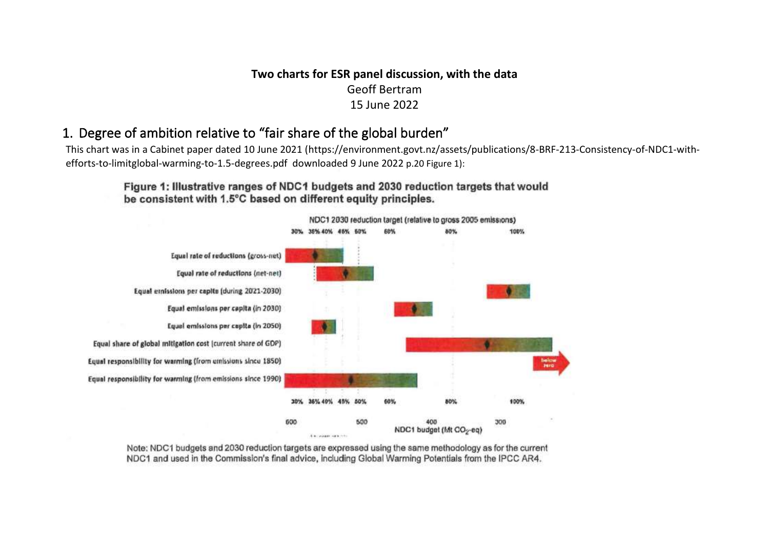**Two charts for ESR panel discussion, with the data**

Geoff Bertram

15 June 2022

## 1. Degree of ambition relative to "fair share of the global burden"

This chart was in a Cabinet paper dated 10 June 2021 (https://environment.govt.nz/assets/publications/8-BRF-213-Consistency-of-NDC1-with-efforts-to-limitglobal-warming-to-1.5-degrees.pdf downloaded 9 June 2022 p.20 Figure 1):

**Figure 1: Illustrative ranges of NDC1 budgets and 2030 reduction targets that would be consistent with 1.5°C based on different equity principles.**

NDC1 2030 reduction target (relative to gross 2005 emissions)

30% 35% 40% 45% 50% 60% 80% 100%

- Equal rate of reductions (gross-net)
- Equal rate of reductions (net-net)
- Equal emissions per capita (during 2021-2030)
- Equal emissions per capita (in 2030)
- Equal emissions per capita (in 2050)
- Equal share of global mitigation cost (current share of GDP)
- Equal responsibility for warming (from emissions since 1850) — below zero
- Equal responsibility for warming (from emissions since 1990)

30% 35% 40% 45% 50% 60% 80% 100%

600 500 400 300

NDC1 budget (Mt $CO_2$-eq)

Note: NDC1 budgets and 2030 reduction targets are expressed using the same methodology as for the current NDC1 and used in the Commission's final advice, including Global Warming Potentials from the IPCC AR4.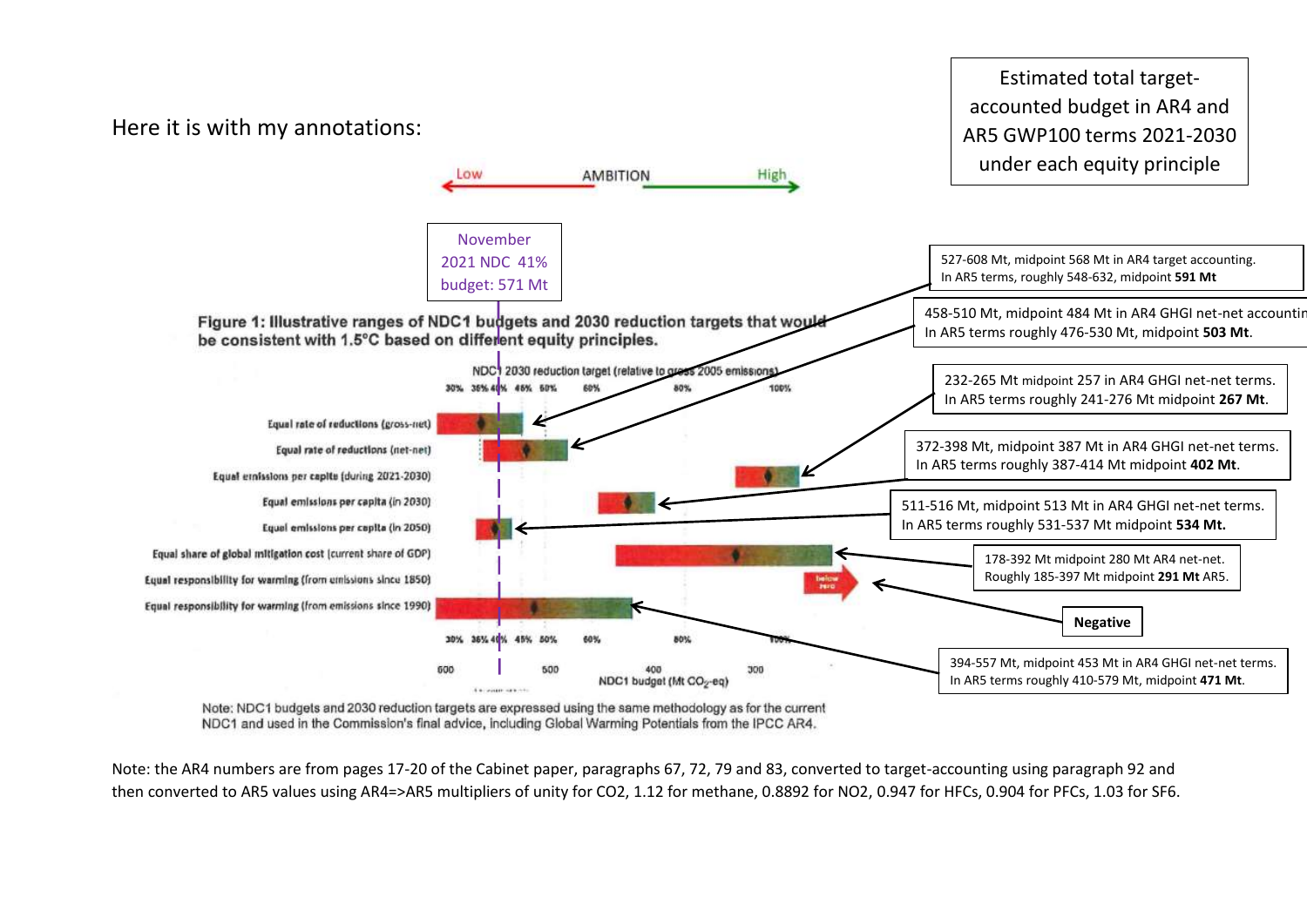Here it is with my annotations:

Estimated total target-accounted budget in AR4 and AR5 GWP100 terms 2021-2030 under each equity principle

Low — AMBITION — High

November 2021 NDC 41% budget: 571 Mt

**Figure 1: Illustrative ranges of NDC1 budgets and 2030 reduction targets that would be consistent with 1.5°C based on different equity principles.**

NDC1 2030 reduction target (relative to gross 2005 emissions)

30% 36% 40% 45% 50% 60% 80% 100%

- Equal rate of reductions (gross-net)
- Equal rate of reductions (net-net)
- Equal emissions per capita (during 2021-2030)
- Equal emissions per capita (in 2030)
- Equal emissions per capita (in 2050)
- Equal share of global mitigation cost (current share of GDP)
- Equal responsibility for warming (from emissions since 1850)
- Equal responsibility for warming (from emissions since 1990)

below zero

600 500 400 300

NDC1 budget (Mt $CO_2$-eq)

Note: NDC1 budgets and 2030 reduction targets are expressed using the same methodology as for the current NDC1 and used in the Commission's final advice, including Global Warming Potentials from the IPCC AR4.

Annotations:

- Equal rate of reductions (gross-net): 527-608 Mt, midpoint 568 Mt in AR4 target accounting. In AR5 terms, roughly 548-632, midpoint **591 Mt**
- Equal rate of reductions (net-net): 458-510 Mt, midpoint 484 Mt in AR4 GHGI net-net accounting. In AR5 terms roughly 476-530 Mt, midpoint **503 Mt**.
- Equal emissions per capita (during 2021-2030): 232-265 Mt midpoint 257 in AR4 GHGI net-net terms. In AR5 terms roughly 241-276 Mt midpoint **267 Mt**.
- Equal emissions per capita (in 2030): 372-398 Mt, midpoint 387 Mt in AR4 GHGI net-net terms. In AR5 terms roughly 387-414 Mt midpoint **402 Mt**.
- Equal emissions per capita (in 2050): 511-516 Mt, midpoint 513 Mt in AR4 GHGI net-net terms. In AR5 terms roughly 531-537 Mt midpoint **534 Mt.**
- Equal share of global mitigation cost: 178-392 Mt midpoint 280 Mt AR4 net-net. Roughly 185-397 Mt midpoint **291 Mt** AR5.
- Equal responsibility for warming (from emissions since 1850): **Negative**
- Equal responsibility for warming (from emissions since 1990): 394-557 Mt, midpoint 453 Mt in AR4 GHGI net-net terms. In AR5 terms roughly 410-579 Mt, midpoint **471 Mt**.

Note: the AR4 numbers are from pages 17-20 of the Cabinet paper, paragraphs 67, 72, 79 and 83, converted to target-accounting using paragraph 92 and then converted to AR5 values using AR4=>AR5 multipliers of unity for CO2, 1.12 for methane, 0.8892 for NO2, 0.947 for HFCs, 0.904 for PFCs, 1.03 for SF6.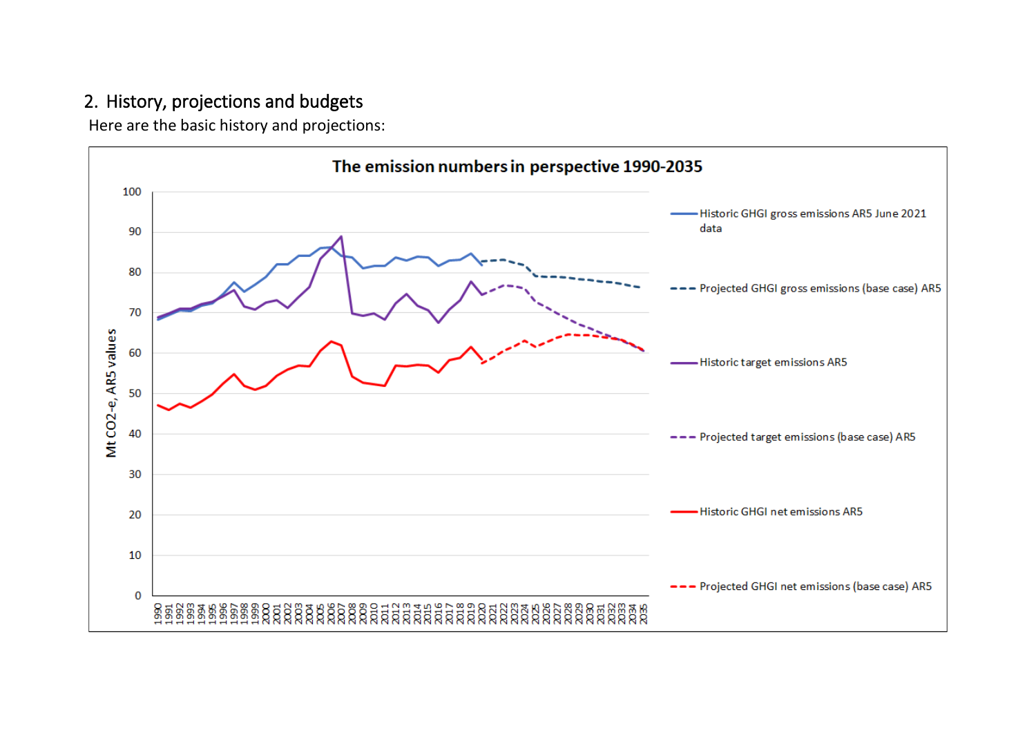## 2. History, projections and budgets

Here are the basic history and projections:

**The emission numbers in perspective 1990-2035**

- Historic GHGI gross emissions AR5 June 2021 data
- Projected GHGI gross emissions (base case) AR5
- Historic target emissions AR5
- Projected target emissions (base case) AR5
- Historic GHGI net emissions AR5
- Projected GHGI net emissions (base case) AR5

Mt CO2-e, AR5 values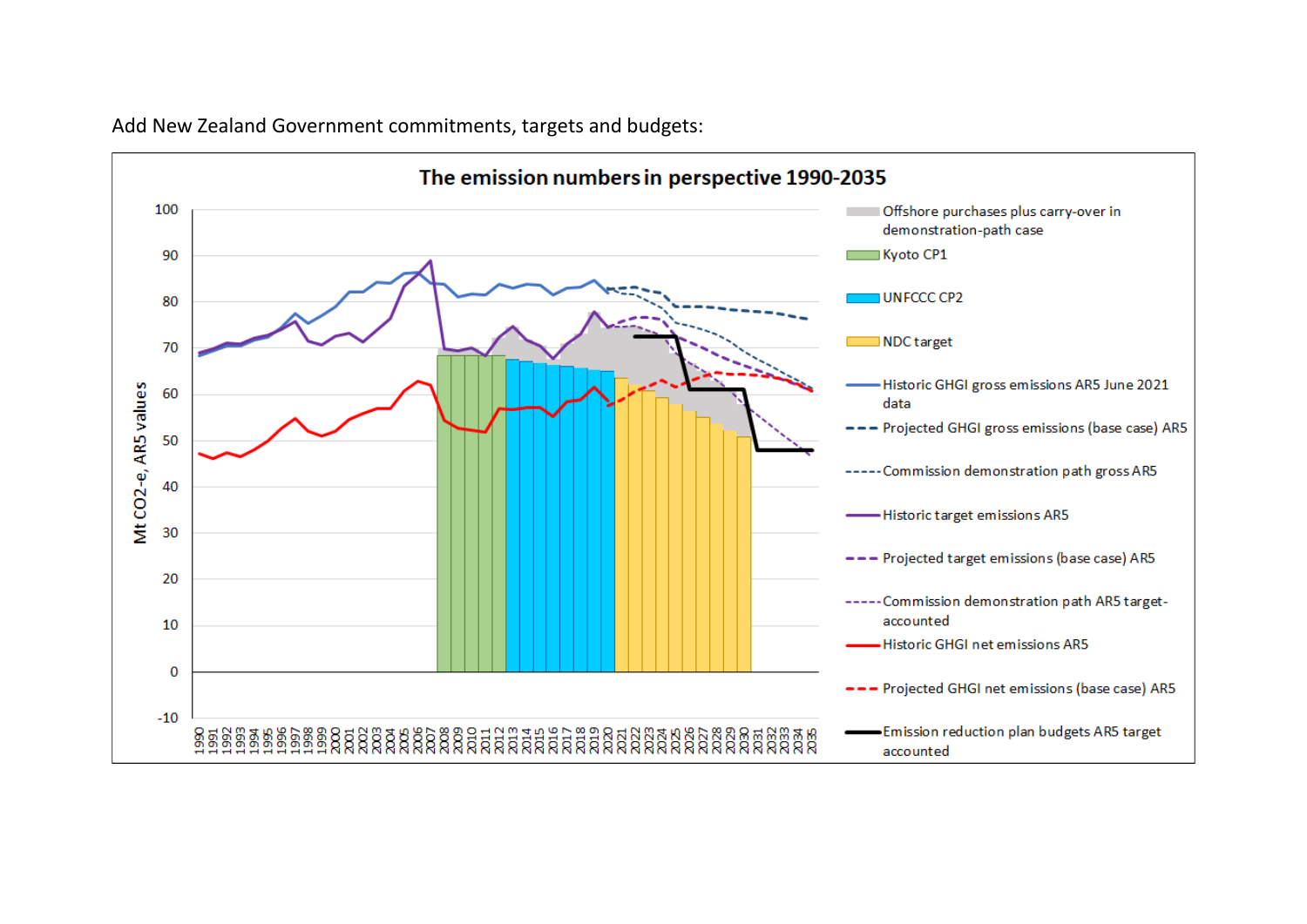Add New Zealand Government commitments, targets and budgets:

**The emission numbers in perspective 1990-2035**

Mt CO2-e, AR5 values

Legend:

- Offshore purchases plus carry-over in demonstration-path case
- Kyoto CP1
- UNFCCC CP2
- NDC target
- Historic GHGI gross emissions AR5 June 2021 data
- Projected GHGI gross emissions (base case) AR5
- Commission demonstration path gross AR5
- Historic target emissions AR5
- Projected target emissions (base case) AR5
- Commission demonstration path AR5 target-accounted
- Historic GHGI net emissions AR5
- Projected GHGI net emissions (base case) AR5
- Emission reduction plan budgets AR5 target accounted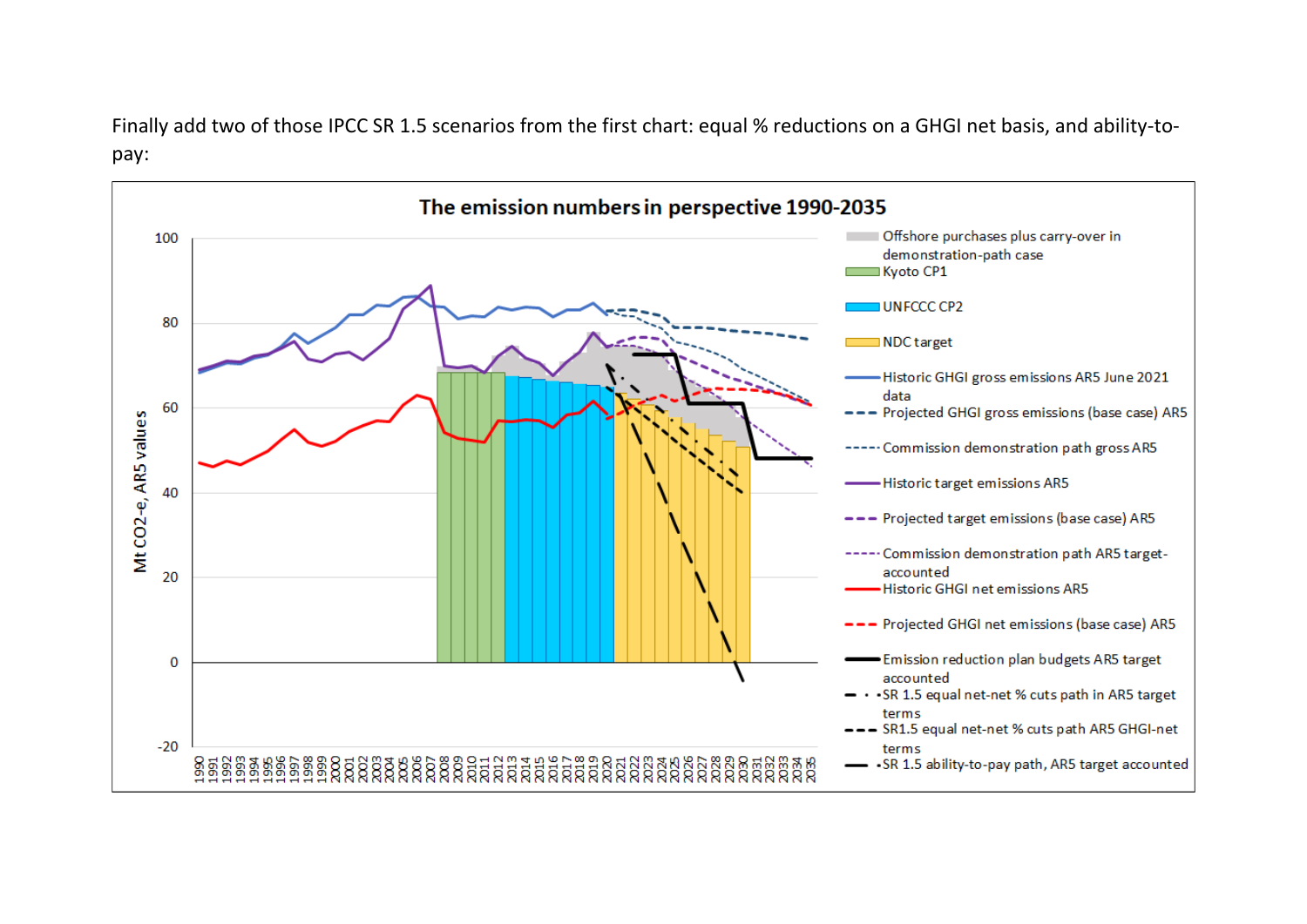Finally add two of those IPCC SR 1.5 scenarios from the first chart: equal % reductions on a GHGI net basis, and ability-to-pay:

**The emission numbers in perspective 1990-2035**

Y-axis: Mt CO2-e, AR5 values (from -20 to 100)

X-axis: 1990–2035

Legend:

- Offshore purchases plus carry-over in demonstration-path case
- Kyoto CP1
- UNFCCC CP2
- NDC target
- Historic GHGI gross emissions AR5 June 2021 data
- Projected GHGI gross emissions (base case) AR5
- Commission demonstration path gross AR5
- Historic target emissions AR5
- Projected target emissions (base case) AR5
- Commission demonstration path AR5 target-accounted
- Historic GHGI net emissions AR5
- Projected GHGI net emissions (base case) AR5
- Emission reduction plan budgets AR5 target accounted
- SR 1.5 equal net-net % cuts path in AR5 target terms
- SR1.5 equal net-net % cuts path AR5 GHGI-net terms
- SR 1.5 ability-to-pay path, AR5 target accounted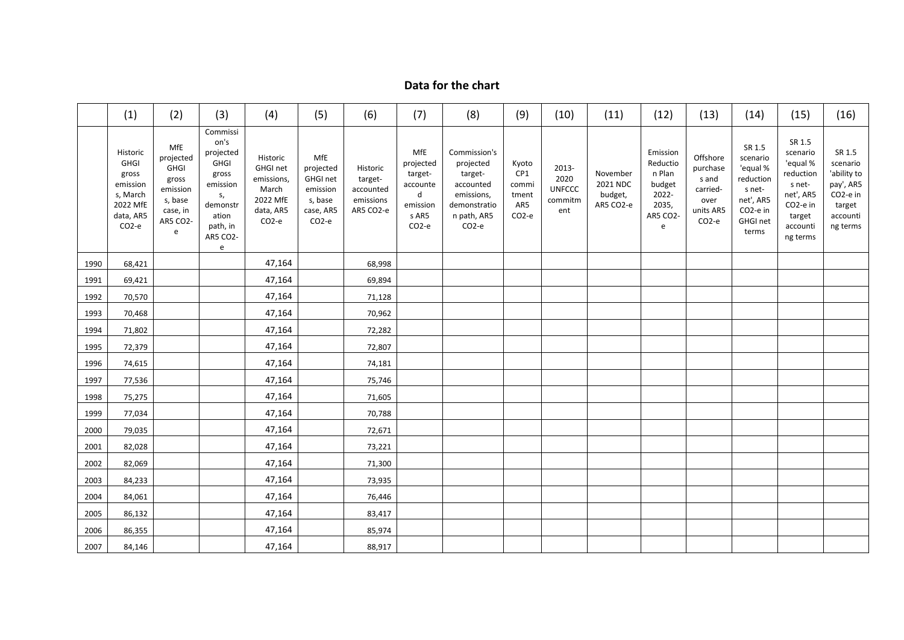## Data for the chart

| | (1) | (2) | (3) | (4) | (5) | (6) | (7) | (8) | (9) | (10) | (11) | (12) | (13) | (14) | (15) | (16) |
|---|---|---|---|---|---|---|---|---|---|---|---|---|---|---|---|---|
| | Historic GHGI gross emissions, March 2022 MfE data, AR5 CO2-e | MfE projected GHGI gross emissions, base case, in AR5 CO2-e | Commission's projected GHGI gross emissions, demonstration path, in AR5 CO2-e | Historic GHGI net emissions, March 2022 MfE data, AR5 CO2-e | MfE projected GHGI net emissions, base case, AR5 CO2-e | Historic target-accounted emissions AR5 CO2-e | MfE projected target-accounted emissions AR5 CO2-e | Commission's projected target-accounted emissions, demonstration path, AR5 CO2-e | Kyoto CP1 commitment AR5 CO2-e | 2013-2020 UNFCCC commitment | November 2021 NDC budget, AR5 CO2-e | Emission Reduction Plan budget 2022-2035, AR5 CO2-e | Offshore purchases and carried-over units AR5 CO2-e | SR 1.5 scenario 'equal % reductions net-net', AR5 CO2-e in GHGI net terms | SR 1.5 scenario 'equal % reductions net-net', AR5 CO2-e in target accounting terms | SR 1.5 scenario 'ability to pay', AR5 CO2-e in target accounting terms |
| 1990 | 68,421 | | | 47,164 | | 68,998 | | | | | | | | | | |
| 1991 | 69,421 | | | 47,164 | | 69,894 | | | | | | | | | | |
| 1992 | 70,570 | | | 47,164 | | 71,128 | | | | | | | | | | |
| 1993 | 70,468 | | | 47,164 | | 70,962 | | | | | | | | | | |
| 1994 | 71,802 | | | 47,164 | | 72,282 | | | | | | | | | | |
| 1995 | 72,379 | | | 47,164 | | 72,807 | | | | | | | | | | |
| 1996 | 74,615 | | | 47,164 | | 74,181 | | | | | | | | | | |
| 1997 | 77,536 | | | 47,164 | | 75,746 | | | | | | | | | | |
| 1998 | 75,275 | | | 47,164 | | 71,605 | | | | | | | | | | |
| 1999 | 77,034 | | | 47,164 | | 70,788 | | | | | | | | | | |
| 2000 | 79,035 | | | 47,164 | | 72,671 | | | | | | | | | | |
| 2001 | 82,028 | | | 47,164 | | 73,221 | | | | | | | | | | |
| 2002 | 82,069 | | | 47,164 | | 71,300 | | | | | | | | | | |
| 2003 | 84,233 | | | 47,164 | | 73,935 | | | | | | | | | | |
| 2004 | 84,061 | | | 47,164 | | 76,446 | | | | | | | | | | |
| 2005 | 86,132 | | | 47,164 | | 83,417 | | | | | | | | | | |
| 2006 | 86,355 | | | 47,164 | | 85,974 | | | | | | | | | | |
| 2007 | 84,146 | | | 47,164 | | 88,917 | | | | | | | | | | |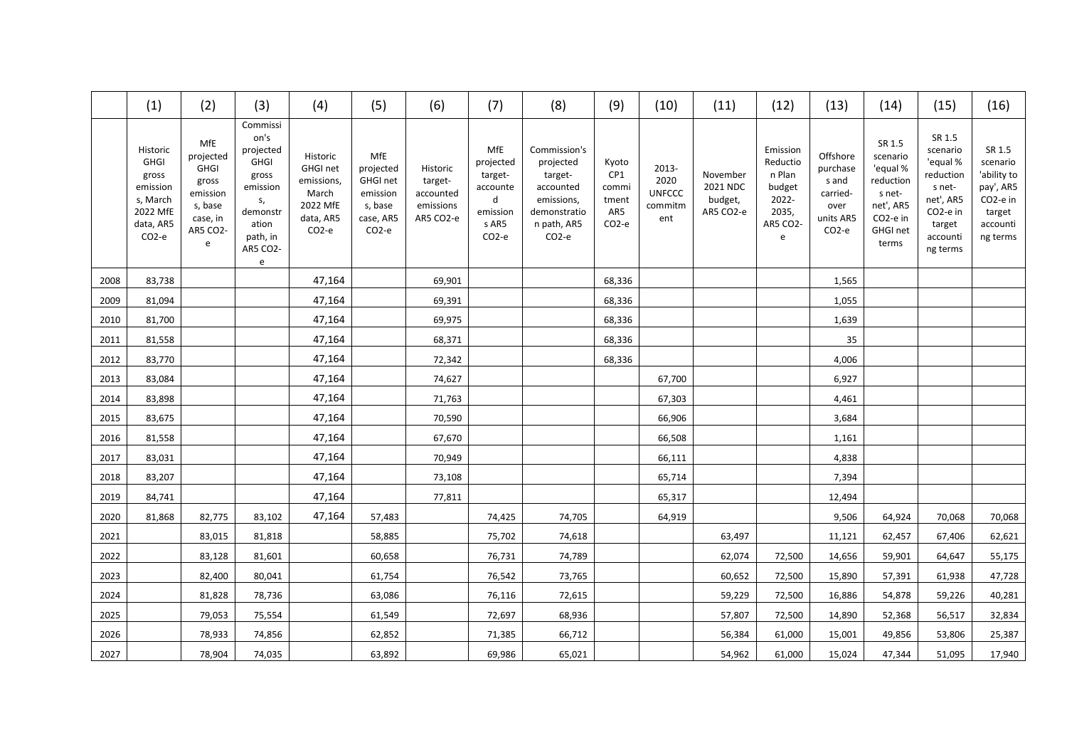| | (1) | (2) | (3) | (4) | (5) | (6) | (7) | (8) | (9) | (10) | (11) | (12) | (13) | (14) | (15) | (16) |
|---|---|---|---|---|---|---|---|---|---|---|---|---|---|---|---|---|
| | Historic GHGI gross emissions, March 2022 MfE data, AR5 CO2-e | MfE projected GHGI gross emissions, base case, in AR5 CO2-e | Commission's projected GHGI gross emissions, demonstration path, in AR5 CO2-e | Historic GHGI net emissions, March 2022 MfE data, AR5 CO2-e | MfE projected GHGI net emissions, base case, AR5 CO2-e | Historic target-accounted emissions AR5 CO2-e | MfE projected target-accounted emissions AR5 CO2-e | Commission's projected target-accounted emissions, demonstration path, AR5 CO2-e | Kyoto CP1 commitment AR5 CO2-e | 2013-2020 UNFCCC commitment | November 2021 NDC budget, AR5 CO2-e | Emission Reduction Plan budget 2022-2035, AR5 CO2-e | Offshore purchases and carried-over units AR5 CO2-e | SR 1.5 scenario 'equal % reductions net-net', AR5 CO2-e in GHGI net terms | SR 1.5 scenario 'equal % reductions net-net', AR5 CO2-e in target accounting terms | SR 1.5 scenario 'ability to pay', AR5 CO2-e in target accounting terms |
| 2008 | 83,738 | | | 47,164 | | 69,901 | | | 68,336 | | | | 1,565 | | | |
| 2009 | 81,094 | | | 47,164 | | 69,391 | | | 68,336 | | | | 1,055 | | | |
| 2010 | 81,700 | | | 47,164 | | 69,975 | | | 68,336 | | | | 1,639 | | | |
| 2011 | 81,558 | | | 47,164 | | 68,371 | | | 68,336 | | | | 35 | | | |
| 2012 | 83,770 | | | 47,164 | | 72,342 | | | 68,336 | | | | 4,006 | | | |
| 2013 | 83,084 | | | 47,164 | | 74,627 | | | | 67,700 | | | 6,927 | | | |
| 2014 | 83,898 | | | 47,164 | | 71,763 | | | | 67,303 | | | 4,461 | | | |
| 2015 | 83,675 | | | 47,164 | | 70,590 | | | | 66,906 | | | 3,684 | | | |
| 2016 | 81,558 | | | 47,164 | | 67,670 | | | | 66,508 | | | 1,161 | | | |
| 2017 | 83,031 | | | 47,164 | | 70,949 | | | | 66,111 | | | 4,838 | | | |
| 2018 | 83,207 | | | 47,164 | | 73,108 | | | | 65,714 | | | 7,394 | | | |
| 2019 | 84,741 | | | 47,164 | | 77,811 | | | | 65,317 | | | 12,494 | | | |
| 2020 | 81,868 | 82,775 | 83,102 | 47,164 | 57,483 | | 74,425 | 74,705 | | 64,919 | | | 9,506 | 64,924 | 70,068 | 70,068 |
| 2021 | | 83,015 | 81,818 | | 58,885 | | 75,702 | 74,618 | | | 63,497 | | 11,121 | 62,457 | 67,406 | 62,621 |
| 2022 | | 83,128 | 81,601 | | 60,658 | | 76,731 | 74,789 | | | 62,074 | 72,500 | 14,656 | 59,901 | 64,647 | 55,175 |
| 2023 | | 82,400 | 80,041 | | 61,754 | | 76,542 | 73,765 | | | 60,652 | 72,500 | 15,890 | 57,391 | 61,938 | 47,728 |
| 2024 | | 81,828 | 78,736 | | 63,086 | | 76,116 | 72,615 | | | 59,229 | 72,500 | 16,886 | 54,878 | 59,226 | 40,281 |
| 2025 | | 79,053 | 75,554 | | 61,549 | | 72,697 | 68,936 | | | 57,807 | 72,500 | 14,890 | 52,368 | 56,517 | 32,834 |
| 2026 | | 78,933 | 74,856 | | 62,852 | | 71,385 | 66,712 | | | 56,384 | 61,000 | 15,001 | 49,856 | 53,806 | 25,387 |
| 2027 | | 78,904 | 74,035 | | 63,892 | | 69,986 | 65,021 | | | 54,962 | 61,000 | 15,024 | 47,344 | 51,095 | 17,940 |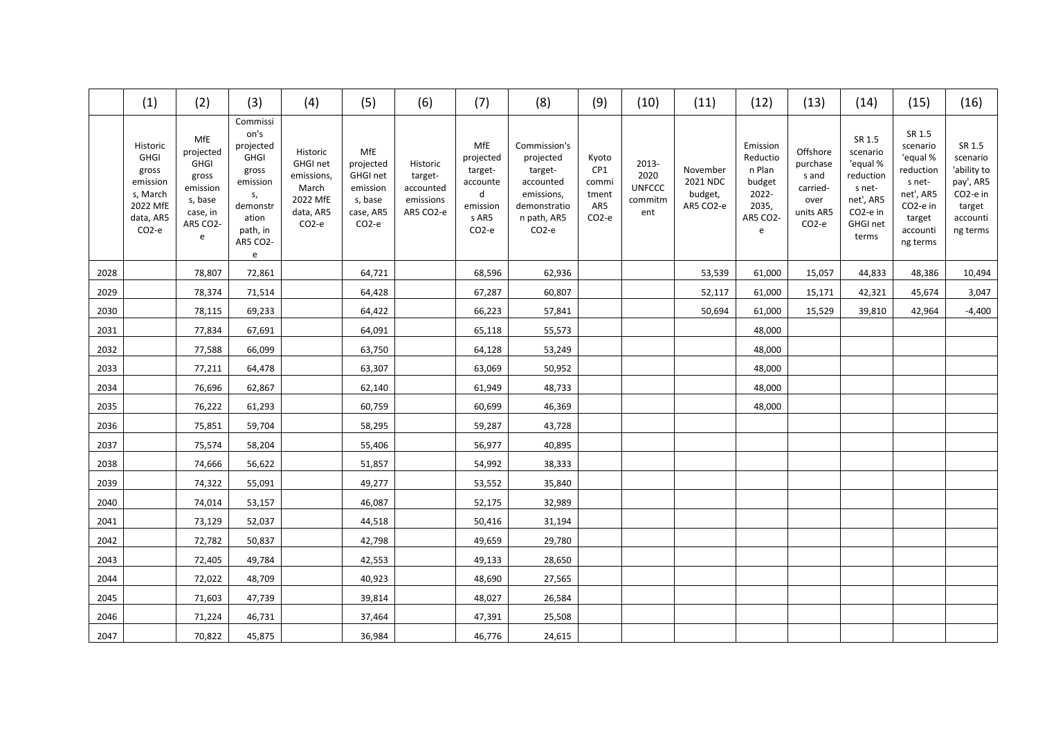| | (1) | (2) | (3) | (4) | (5) | (6) | (7) | (8) | (9) | (10) | (11) | (12) | (13) | (14) | (15) | (16) |
|---|---|---|---|---|---|---|---|---|---|---|---|---|---|---|---|---|
| | Historic GHGI gross emissions, March 2022 MfE data, AR5 $CO_2$-e | MfE projected GHGI gross emissions, base case, in AR5 $CO_2$-e | Commission's projected GHGI gross emissions, demonstration path, in AR5 $CO_2$-e | Historic GHGI net emissions, March 2022 MfE data, AR5 $CO_2$-e | MfE projected GHGI net emissions, base case, AR5 $CO_2$-e | Historic target-accounted emissions AR5 $CO_2$-e | MfE projected target-accounted emissions AR5 $CO_2$-e | Commission's projected target-accounted emissions, demonstration path, AR5 $CO_2$-e | Kyoto CP1 commitment AR5 $CO_2$-e | 2013-2020 UNFCCC commitment | November 2021 NDC budget, AR5 $CO_2$-e | Emission Reduction Plan budget 2022-2035, AR5 $CO_2$-e | Offshore purchases and carried-over units AR5 $CO_2$-e | SR 1.5 scenario 'equal % reductions net-net', AR5 $CO_2$-e in GHGI net terms | SR 1.5 scenario 'equal % reductions net-net', AR5 $CO_2$-e in target accounting terms | SR 1.5 scenario 'ability to pay', AR5 $CO_2$-e in target accounting terms |
| 2028 | | 78,807 | 72,861 | | 64,721 | | 68,596 | 62,936 | | | 53,539 | 61,000 | 15,057 | 44,833 | 48,386 | 10,494 |
| 2029 | | 78,374 | 71,514 | | 64,428 | | 67,287 | 60,807 | | | 52,117 | 61,000 | 15,171 | 42,321 | 45,674 | 3,047 |
| 2030 | | 78,115 | 69,233 | | 64,422 | | 66,223 | 57,841 | | | 50,694 | 61,000 | 15,529 | 39,810 | 42,964 | -4,400 |
| 2031 | | 77,834 | 67,691 | | 64,091 | | 65,118 | 55,573 | | | | 48,000 | | | | |
| 2032 | | 77,588 | 66,099 | | 63,750 | | 64,128 | 53,249 | | | | 48,000 | | | | |
| 2033 | | 77,211 | 64,478 | | 63,307 | | 63,069 | 50,952 | | | | 48,000 | | | | |
| 2034 | | 76,696 | 62,867 | | 62,140 | | 61,949 | 48,733 | | | | 48,000 | | | | |
| 2035 | | 76,222 | 61,293 | | 60,759 | | 60,699 | 46,369 | | | | 48,000 | | | | |
| 2036 | | 75,851 | 59,704 | | 58,295 | | 59,287 | 43,728 | | | | | | | | |
| 2037 | | 75,574 | 58,204 | | 55,406 | | 56,977 | 40,895 | | | | | | | | |
| 2038 | | 74,666 | 56,622 | | 51,857 | | 54,992 | 38,333 | | | | | | | | |
| 2039 | | 74,322 | 55,091 | | 49,277 | | 53,552 | 35,840 | | | | | | | | |
| 2040 | | 74,014 | 53,157 | | 46,087 | | 52,175 | 32,989 | | | | | | | | |
| 2041 | | 73,129 | 52,037 | | 44,518 | | 50,416 | 31,194 | | | | | | | | |
| 2042 | | 72,782 | 50,837 | | 42,798 | | 49,659 | 29,780 | | | | | | | | |
| 2043 | | 72,405 | 49,784 | | 42,553 | | 49,133 | 28,650 | | | | | | | | |
| 2044 | | 72,022 | 48,709 | | 40,923 | | 48,690 | 27,565 | | | | | | | | |
| 2045 | | 71,603 | 47,739 | | 39,814 | | 48,027 | 26,584 | | | | | | | | |
| 2046 | | 71,224 | 46,731 | | 37,464 | | 47,391 | 25,508 | | | | | | | | |
| 2047 | | 70,822 | 45,875 | | 36,984 | | 46,776 | 24,615 | | | | | | | | |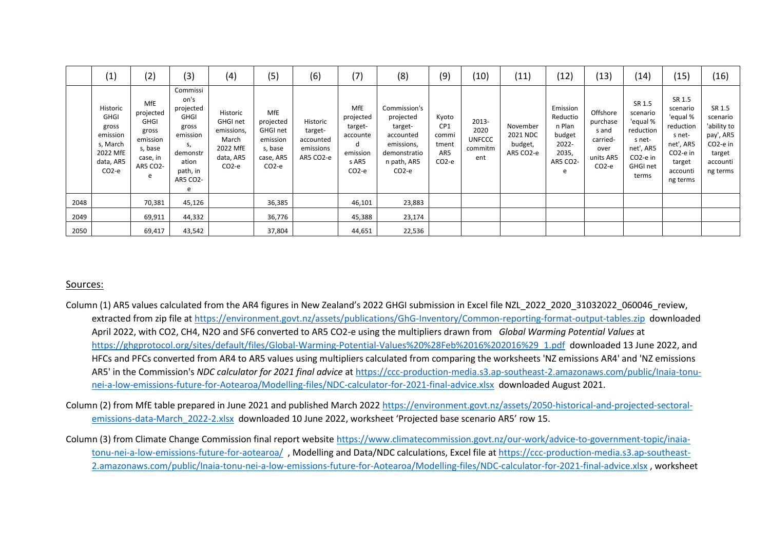| | (1) | (2) | (3) | (4) | (5) | (6) | (7) | (8) | (9) | (10) | (11) | (12) | (13) | (14) | (15) | (16) |
|---|---|---|---|---|---|---|---|---|---|---|---|---|---|---|---|---|
| | Historic GHGI gross emissions, March 2022 MfE data, AR5 CO2-e | MfE projected GHGI gross emissions, base case, in AR5 CO2-e | Commission's projected GHGI gross emissions, demonstration path, in AR5 CO2-e | Historic GHGI net emissions, March 2022 MfE data, AR5 CO2-e | MfE projected GHGI net emissions, base case, AR5 CO2-e | Historic target-accounted emissions AR5 CO2-e | MfE projected target-accounted emissions AR5 CO2-e | Commission's projected target-accounted emissions, demonstration path, AR5 CO2-e | Kyoto CP1 commitment AR5 CO2-e | 2013-2020 UNFCCC commitment | November 2021 NDC budget, AR5 CO2-e | Emission Reduction Plan budget 2022-2035, AR5 CO2-e | Offshore purchases and carried-over units AR5 CO2-e | SR 1.5 scenario 'equal % reduction s net-net', AR5 CO2-e in GHGI net terms | SR 1.5 scenario 'equal % reduction s net-net', AR5 CO2-e in target accounting terms | SR 1.5 scenario 'ability to pay', AR5 CO2-e in target accounting terms |
| 2048 | | 70,381 | 45,126 | | 36,385 | | 46,101 | 23,883 | | | | | | | | |
| 2049 | | 69,911 | 44,332 | | 36,776 | | 45,388 | 23,174 | | | | | | | | |
| 2050 | | 69,417 | 43,542 | | 37,804 | | 44,651 | 22,536 | | | | | | | | |

Sources:

Column (1) AR5 values calculated from the AR4 figures in New Zealand's 2022 GHGI submission in Excel file NZL_2022_2020_31032022_060046_review, extracted from zip file at https://environment.govt.nz/assets/publications/GhG-Inventory/Common-reporting-format-output-tables.zip downloaded April 2022, with CO2, CH4, N2O and SF6 converted to AR5 CO2-e using the multipliers drawn from *Global Warming Potential Values* at https://ghgprotocol.org/sites/default/files/Global-Warming-Potential-Values%20%28Feb%2016%202016%29_1.pdf downloaded 13 June 2022, and HFCs and PFCs converted from AR4 to AR5 values using multipliers calculated from comparing the worksheets 'NZ emissions AR4' and 'NZ emissions AR5' in the Commission's *NDC calculator for 2021 final advice* at https://ccc-production-media.s3.ap-southeast-2.amazonaws.com/public/Inaia-tonu-nei-a-low-emissions-future-for-Aotearoa/Modelling-files/NDC-calculator-for-2021-final-advice.xlsx downloaded August 2021.

Column (2) from MfE table prepared in June 2021 and published March 2022 https://environment.govt.nz/assets/2050-historical-and-projected-sectoral-emissions-data-March_2022-2.xlsx downloaded 10 June 2022, worksheet 'Projected base scenario AR5' row 15.

Column (3) from Climate Change Commission final report website https://www.climatecommission.govt.nz/our-work/advice-to-government-topic/inaia-tonu-nei-a-low-emissions-future-for-aotearoa/ , Modelling and Data/NDC calculations, Excel file at https://ccc-production-media.s3.ap-southeast-2.amazonaws.com/public/Inaia-tonu-nei-a-low-emissions-future-for-Aotearoa/Modelling-files/NDC-calculator-for-2021-final-advice.xlsx , worksheet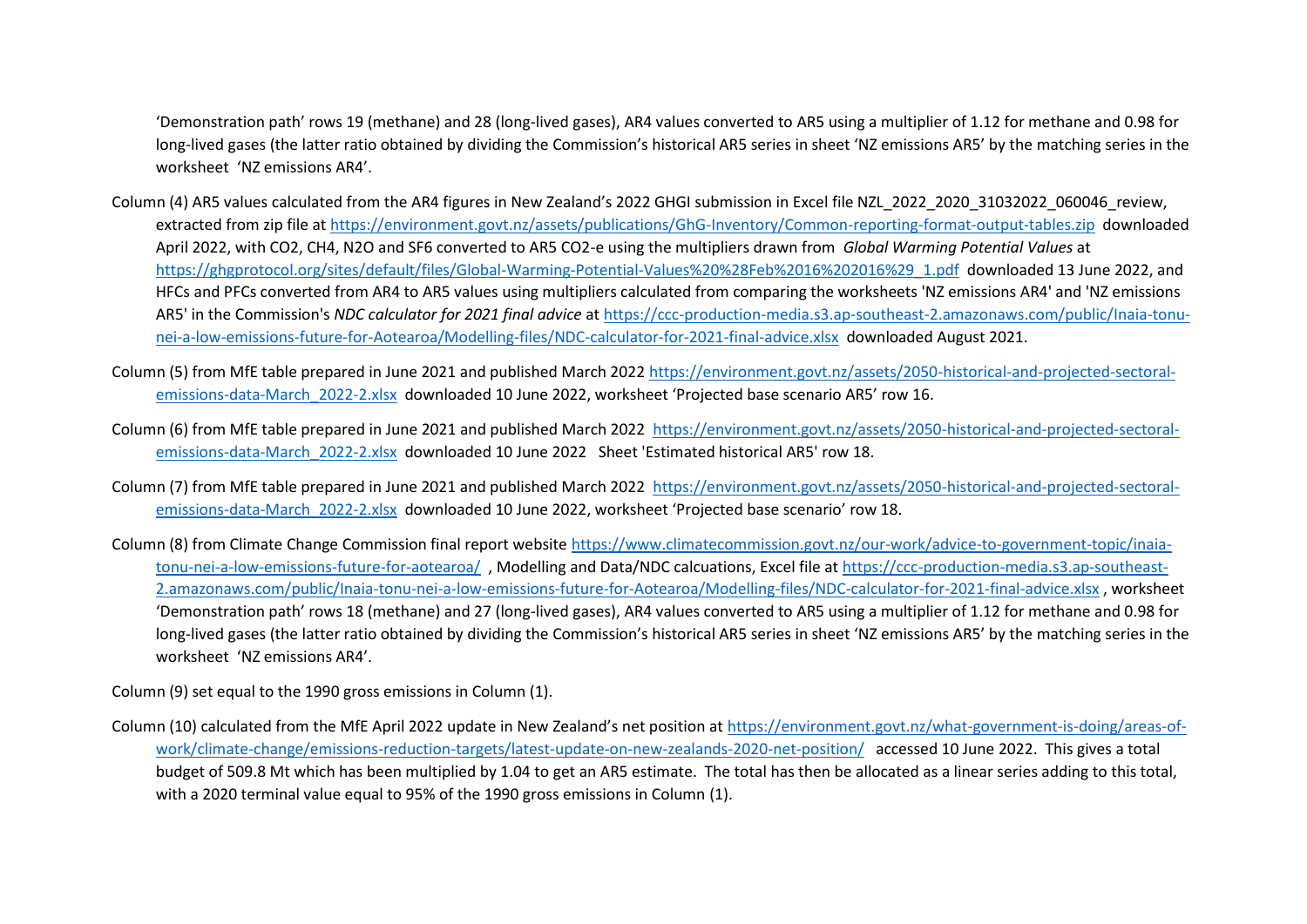'Demonstration path' rows 19 (methane) and 28 (long-lived gases), AR4 values converted to AR5 using a multiplier of 1.12 for methane and 0.98 for long-lived gases (the latter ratio obtained by dividing the Commission's historical AR5 series in sheet 'NZ emissions AR5' by the matching series in the worksheet 'NZ emissions AR4'.

Column (4) AR5 values calculated from the AR4 figures in New Zealand's 2022 GHGI submission in Excel file NZL_2022_2020_31032022_060046_review, extracted from zip file at https://environment.govt.nz/assets/publications/GhG-Inventory/Common-reporting-format-output-tables.zip downloaded April 2022, with CO2, CH4, N2O and SF6 converted to AR5 CO2-e using the multipliers drawn from *Global Warming Potential Values* at https://ghgprotocol.org/sites/default/files/Global-Warming-Potential-Values%20%28Feb%2016%202016%29_1.pdf downloaded 13 June 2022, and HFCs and PFCs converted from AR4 to AR5 values using multipliers calculated from comparing the worksheets 'NZ emissions AR4' and 'NZ emissions AR5' in the Commission's *NDC calculator for 2021 final advice* at https://ccc-production-media.s3.ap-southeast-2.amazonaws.com/public/Inaia-tonu-nei-a-low-emissions-future-for-Aotearoa/Modelling-files/NDC-calculator-for-2021-final-advice.xlsx downloaded August 2021.

Column (5) from MfE table prepared in June 2021 and published March 2022 https://environment.govt.nz/assets/2050-historical-and-projected-sectoral-emissions-data-March_2022-2.xlsx downloaded 10 June 2022, worksheet 'Projected base scenario AR5' row 16.

Column (6) from MfE table prepared in June 2021 and published March 2022 https://environment.govt.nz/assets/2050-historical-and-projected-sectoral-emissions-data-March_2022-2.xlsx downloaded 10 June 2022 Sheet 'Estimated historical AR5' row 18.

Column (7) from MfE table prepared in June 2021 and published March 2022 https://environment.govt.nz/assets/2050-historical-and-projected-sectoral-emissions-data-March_2022-2.xlsx downloaded 10 June 2022, worksheet 'Projected base scenario' row 18.

Column (8) from Climate Change Commission final report website https://www.climatecommission.govt.nz/our-work/advice-to-government-topic/inaia-tonu-nei-a-low-emissions-future-for-aotearoa/ , Modelling and Data/NDC calcuations, Excel file at https://ccc-production-media.s3.ap-southeast-2.amazonaws.com/public/Inaia-tonu-nei-a-low-emissions-future-for-Aotearoa/Modelling-files/NDC-calculator-for-2021-final-advice.xlsx , worksheet 'Demonstration path' rows 18 (methane) and 27 (long-lived gases), AR4 values converted to AR5 using a multiplier of 1.12 for methane and 0.98 for long-lived gases (the latter ratio obtained by dividing the Commission's historical AR5 series in sheet 'NZ emissions AR5' by the matching series in the worksheet 'NZ emissions AR4'.

Column (9) set equal to the 1990 gross emissions in Column (1).

Column (10) calculated from the MfE April 2022 update in New Zealand's net position at https://environment.govt.nz/what-government-is-doing/areas-of-work/climate-change/emissions-reduction-targets/latest-update-on-new-zealands-2020-net-position/ accessed 10 June 2022. This gives a total budget of 509.8 Mt which has been multiplied by 1.04 to get an AR5 estimate. The total has then be allocated as a linear series adding to this total, with a 2020 terminal value equal to 95% of the 1990 gross emissions in Column (1).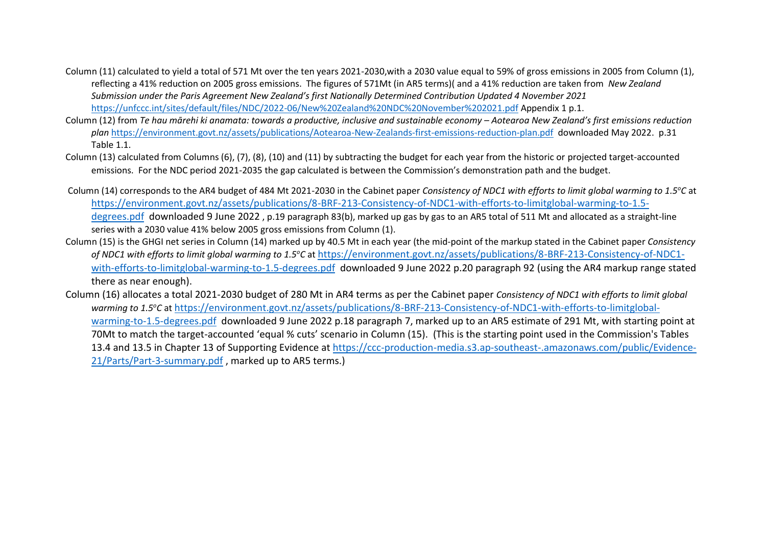Column (11) calculated to yield a total of 571 Mt over the ten years 2021-2030,with a 2030 value equal to 59% of gross emissions in 2005 from Column (1), reflecting a 41% reduction on 2005 gross emissions. The figures of 571Mt (in AR5 terms)( and a 41% reduction are taken from *New Zealand Submission under the Paris Agreement New Zealand's first Nationally Determined Contribution Updated 4 November 2021* https://unfccc.int/sites/default/files/NDC/2022-06/New%20Zealand%20NDC%20November%202021.pdf Appendix 1 p.1.

Column (12) from *Te hau mārehi ki anamata: towards a productive, inclusive and sustainable economy – Aotearoa New Zealand's first emissions reduction plan* https://environment.govt.nz/assets/publications/Aotearoa-New-Zealands-first-emissions-reduction-plan.pdf downloaded May 2022. p.31 Table 1.1.

Column (13) calculated from Columns (6), (7), (8), (10) and (11) by subtracting the budget for each year from the historic or projected target-accounted emissions. For the NDC period 2021-2035 the gap calculated is between the Commission's demonstration path and the budget.

Column (14) corresponds to the AR4 budget of 484 Mt 2021-2030 in the Cabinet paper *Consistency of NDC1 with efforts to limit global warming to 1.5°C* at https://environment.govt.nz/assets/publications/8-BRF-213-Consistency-of-NDC1-with-efforts-to-limitglobal-warming-to-1.5-degrees.pdf downloaded 9 June 2022 , p.19 paragraph 83(b), marked up gas by gas to an AR5 total of 511 Mt and allocated as a straight-line series with a 2030 value 41% below 2005 gross emissions from Column (1).

Column (15) is the GHGI net series in Column (14) marked up by 40.5 Mt in each year (the mid-point of the markup stated in the Cabinet paper *Consistency of NDC1 with efforts to limit global warming to 1.5°C* at https://environment.govt.nz/assets/publications/8-BRF-213-Consistency-of-NDC1-with-efforts-to-limitglobal-warming-to-1.5-degrees.pdf downloaded 9 June 2022 p.20 paragraph 92 (using the AR4 markup range stated there as near enough).

Column (16) allocates a total 2021-2030 budget of 280 Mt in AR4 terms as per the Cabinet paper *Consistency of NDC1 with efforts to limit global warming to 1.5°C* at https://environment.govt.nz/assets/publications/8-BRF-213-Consistency-of-NDC1-with-efforts-to-limitglobal-warming-to-1.5-degrees.pdf downloaded 9 June 2022 p.18 paragraph 7, marked up to an AR5 estimate of 291 Mt, with starting point at 70Mt to match the target-accounted 'equal % cuts' scenario in Column (15). (This is the starting point used in the Commission's Tables 13.4 and 13.5 in Chapter 13 of Supporting Evidence at https://ccc-production-media.s3.ap-southeast-.amazonaws.com/public/Evidence-21/Parts/Part-3-summary.pdf , marked up to AR5 terms.)